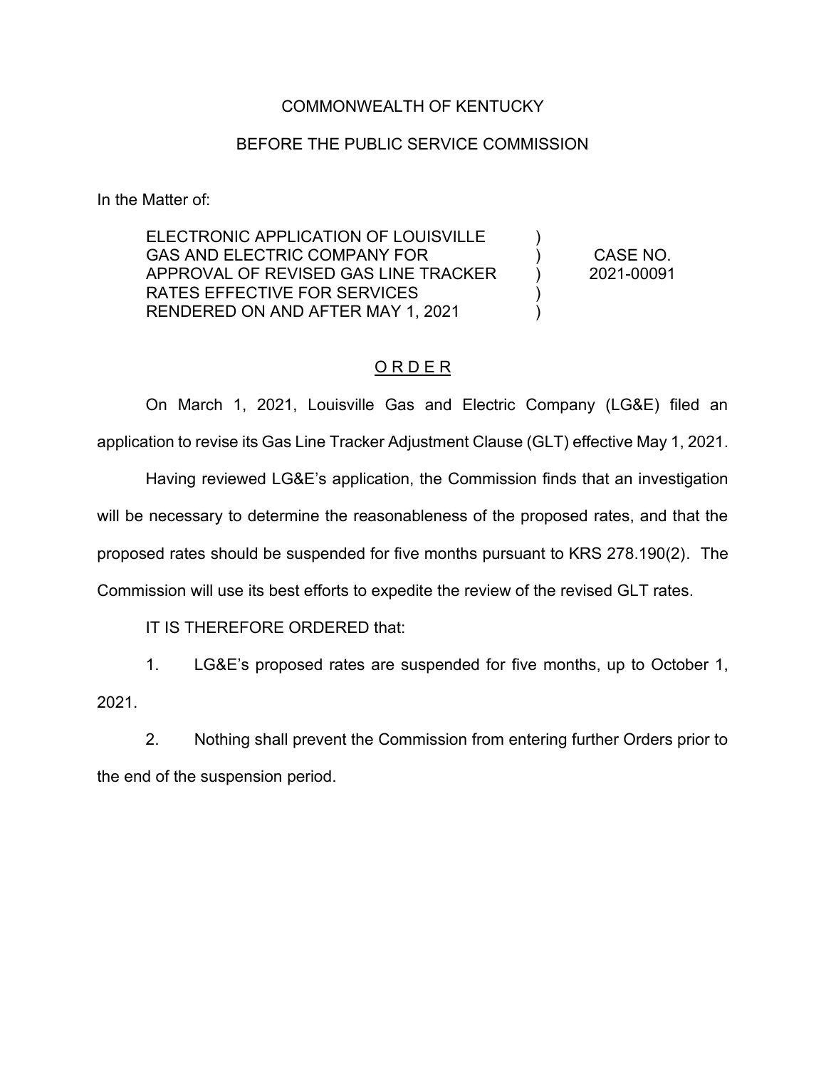COMMONWEALTH OF KENTUCKY

BEFORE THE PUBLIC SERVICE COMMISSION

In the Matter of:

| | | |
|---|---|---|
| ELECTRONIC APPLICATION OF LOUISVILLE GAS AND ELECTRIC COMPANY FOR APPROVAL OF REVISED GAS LINE TRACKER RATES EFFECTIVE FOR SERVICES RENDERED ON AND AFTER MAY 1, 2021 | ) ) ) ) ) | CASE NO. 2021-00091 |

## O R D E R

On March 1, 2021, Louisville Gas and Electric Company (LG&E) filed an application to revise its Gas Line Tracker Adjustment Clause (GLT) effective May 1, 2021.

Having reviewed LG&E's application, the Commission finds that an investigation will be necessary to determine the reasonableness of the proposed rates, and that the proposed rates should be suspended for five months pursuant to KRS 278.190(2). The Commission will use its best efforts to expedite the review of the revised GLT rates.

IT IS THEREFORE ORDERED that:

1. LG&E's proposed rates are suspended for five months, up to October 1, 2021.

2. Nothing shall prevent the Commission from entering further Orders prior to the end of the suspension period.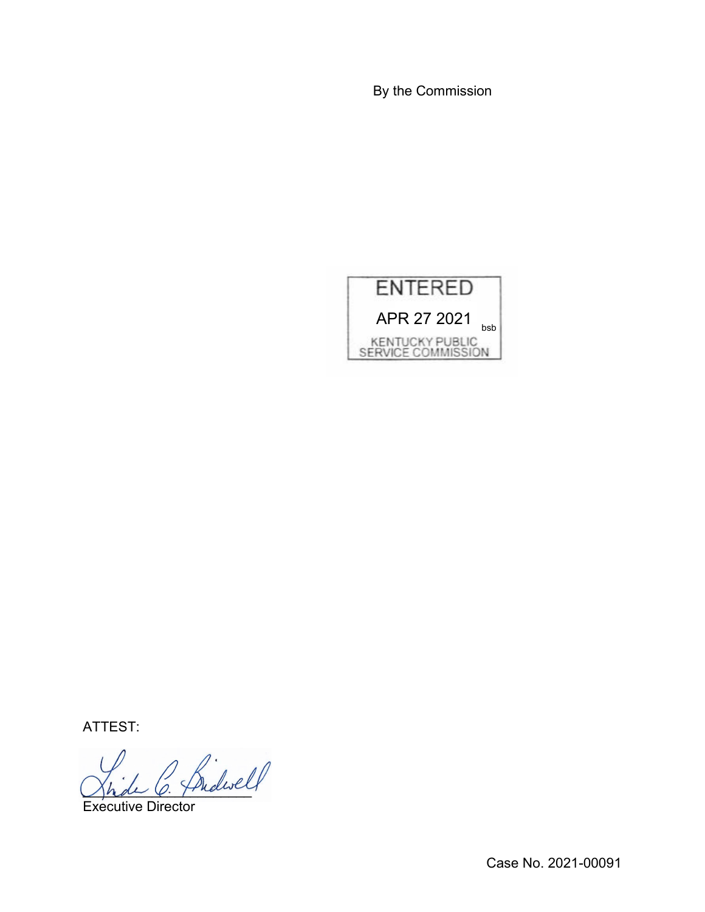By the Commission

ENTERED

APR 27 2021 bsb

KENTUCKY PUBLIC SERVICE COMMISSION

ATTEST:

Executive Director

Case No. 2021-00091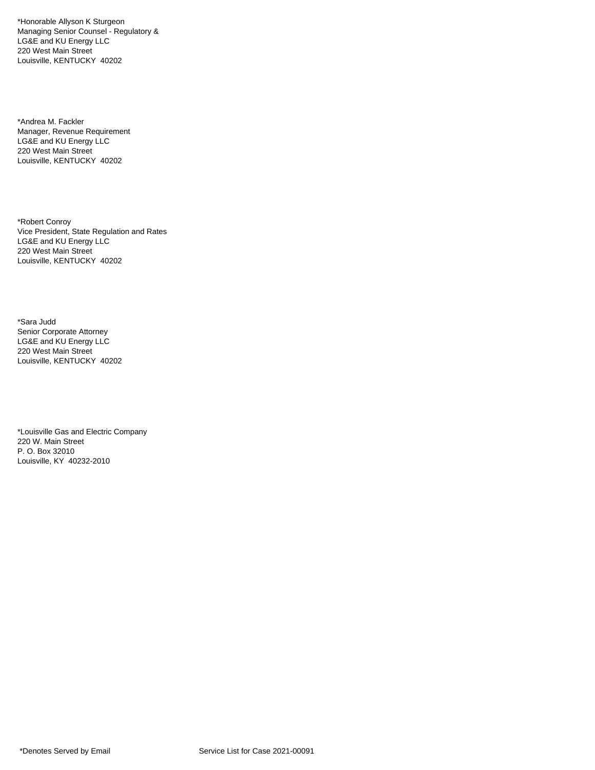*Honorable Allyson K Sturgeon
Managing Senior Counsel - Regulatory &
LG&E and KU Energy LLC
220 West Main Street
Louisville, KENTUCKY 40202

*Andrea M. Fackler
Manager, Revenue Requirement
LG&E and KU Energy LLC
220 West Main Street
Louisville, KENTUCKY 40202

*Robert Conroy
Vice President, State Regulation and Rates
LG&E and KU Energy LLC
220 West Main Street
Louisville, KENTUCKY 40202

*Sara Judd
Senior Corporate Attorney
LG&E and KU Energy LLC
220 West Main Street
Louisville, KENTUCKY 40202

*Louisville Gas and Electric Company
220 W. Main Street
P. O. Box 32010
Louisville, KY 40232-2010

*Denotes Served by Email

Service List for Case 2021-00091